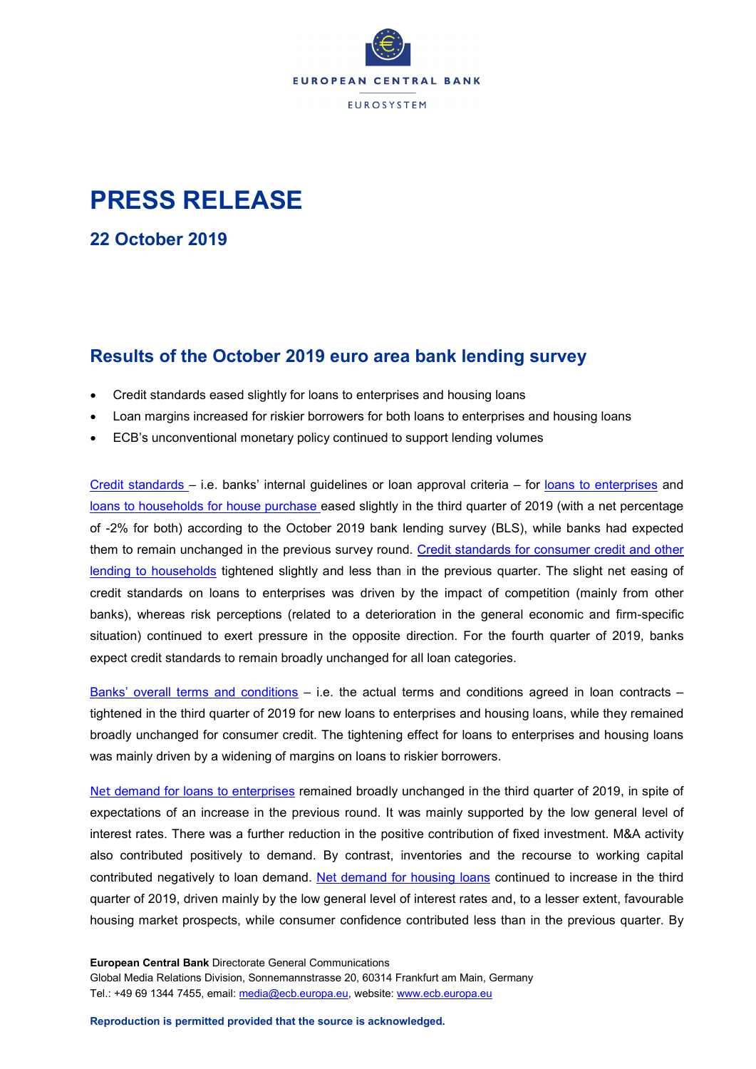EUROPEAN CENTRAL BANK

EUROSYSTEM

# PRESS RELEASE

## 22 October 2019

## Results of the October 2019 euro area bank lending survey

- Credit standards eased slightly for loans to enterprises and housing loans
- Loan margins increased for riskier borrowers for both loans to enterprises and housing loans
- ECB's unconventional monetary policy continued to support lending volumes

Credit standards – i.e. banks' internal guidelines or loan approval criteria – for loans to enterprises and loans to households for house purchase eased slightly in the third quarter of 2019 (with a net percentage of -2% for both) according to the October 2019 bank lending survey (BLS), while banks had expected them to remain unchanged in the previous survey round. Credit standards for consumer credit and other lending to households tightened slightly and less than in the previous quarter. The slight net easing of credit standards on loans to enterprises was driven by the impact of competition (mainly from other banks), whereas risk perceptions (related to a deterioration in the general economic and firm-specific situation) continued to exert pressure in the opposite direction. For the fourth quarter of 2019, banks expect credit standards to remain broadly unchanged for all loan categories.

Banks' overall terms and conditions – i.e. the actual terms and conditions agreed in loan contracts – tightened in the third quarter of 2019 for new loans to enterprises and housing loans, while they remained broadly unchanged for consumer credit. The tightening effect for loans to enterprises and housing loans was mainly driven by a widening of margins on loans to riskier borrowers.

Net demand for loans to enterprises remained broadly unchanged in the third quarter of 2019, in spite of expectations of an increase in the previous round. It was mainly supported by the low general level of interest rates. There was a further reduction in the positive contribution of fixed investment. M&A activity also contributed positively to demand. By contrast, inventories and the recourse to working capital contributed negatively to loan demand. Net demand for housing loans continued to increase in the third quarter of 2019, driven mainly by the low general level of interest rates and, to a lesser extent, favourable housing market prospects, while consumer confidence contributed less than in the previous quarter. By

**European Central Bank** Directorate General Communications
Global Media Relations Division, Sonnemannstrasse 20, 60314 Frankfurt am Main, Germany
Tel.: +49 69 1344 7455, email: media@ecb.europa.eu, website: www.ecb.europa.eu

**Reproduction is permitted provided that the source is acknowledged.**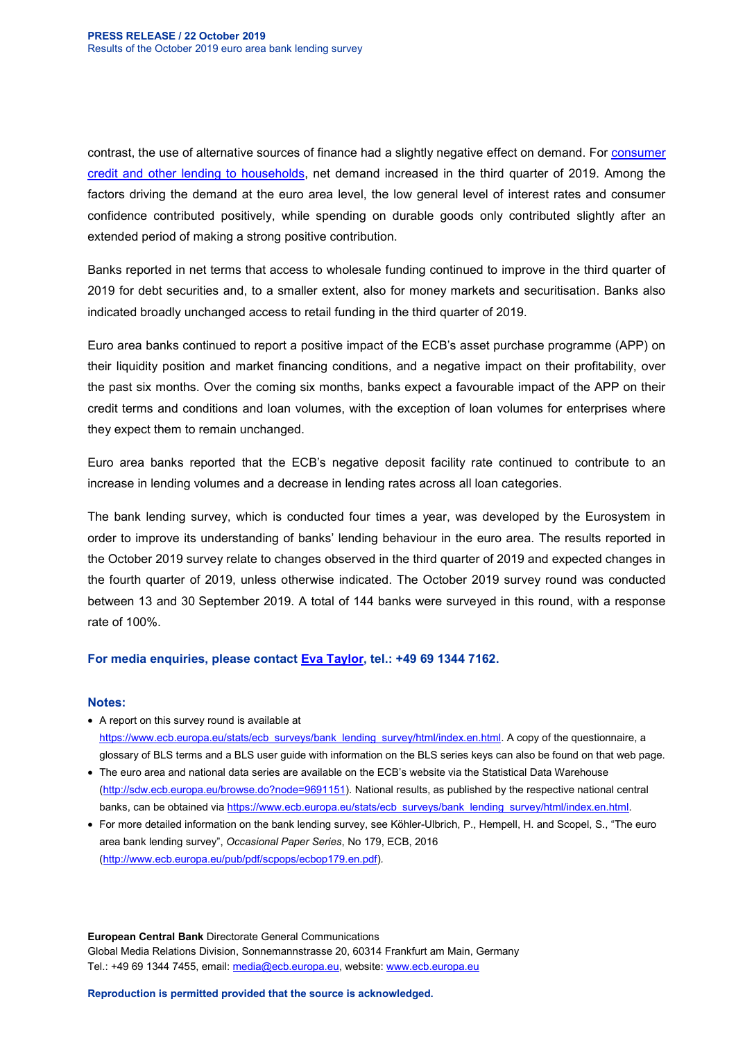contrast, the use of alternative sources of finance had a slightly negative effect on demand. For consumer credit and other lending to households, net demand increased in the third quarter of 2019. Among the factors driving the demand at the euro area level, the low general level of interest rates and consumer confidence contributed positively, while spending on durable goods only contributed slightly after an extended period of making a strong positive contribution.

Banks reported in net terms that access to wholesale funding continued to improve in the third quarter of 2019 for debt securities and, to a smaller extent, also for money markets and securitisation. Banks also indicated broadly unchanged access to retail funding in the third quarter of 2019.

Euro area banks continued to report a positive impact of the ECB's asset purchase programme (APP) on their liquidity position and market financing conditions, and a negative impact on their profitability, over the past six months. Over the coming six months, banks expect a favourable impact of the APP on their credit terms and conditions and loan volumes, with the exception of loan volumes for enterprises where they expect them to remain unchanged.

Euro area banks reported that the ECB's negative deposit facility rate continued to contribute to an increase in lending volumes and a decrease in lending rates across all loan categories.

The bank lending survey, which is conducted four times a year, was developed by the Eurosystem in order to improve its understanding of banks' lending behaviour in the euro area. The results reported in the October 2019 survey relate to changes observed in the third quarter of 2019 and expected changes in the fourth quarter of 2019, unless otherwise indicated. The October 2019 survey round was conducted between 13 and 30 September 2019. A total of 144 banks were surveyed in this round, with a response rate of 100%.

**For media enquiries, please contact Eva Taylor, tel.: +49 69 1344 7162.**

**Notes:**

- A report on this survey round is available at https://www.ecb.europa.eu/stats/ecb_surveys/bank_lending_survey/html/index.en.html. A copy of the questionnaire, a glossary of BLS terms and a BLS user guide with information on the BLS series keys can also be found on that web page.
- The euro area and national data series are available on the ECB's website via the Statistical Data Warehouse (http://sdw.ecb.europa.eu/browse.do?node=9691151). National results, as published by the respective national central banks, can be obtained via https://www.ecb.europa.eu/stats/ecb_surveys/bank_lending_survey/html/index.en.html.
- For more detailed information on the bank lending survey, see Köhler-Ulbrich, P., Hempell, H. and Scopel, S., "The euro area bank lending survey", *Occasional Paper Series*, No 179, ECB, 2016 (http://www.ecb.europa.eu/pub/pdf/scpops/ecbop179.en.pdf).

**European Central Bank** Directorate General Communications
Global Media Relations Division, Sonnemannstrasse 20, 60314 Frankfurt am Main, Germany
Tel.: +49 69 1344 7455, email: media@ecb.europa.eu, website: www.ecb.europa.eu

**Reproduction is permitted provided that the source is acknowledged.**